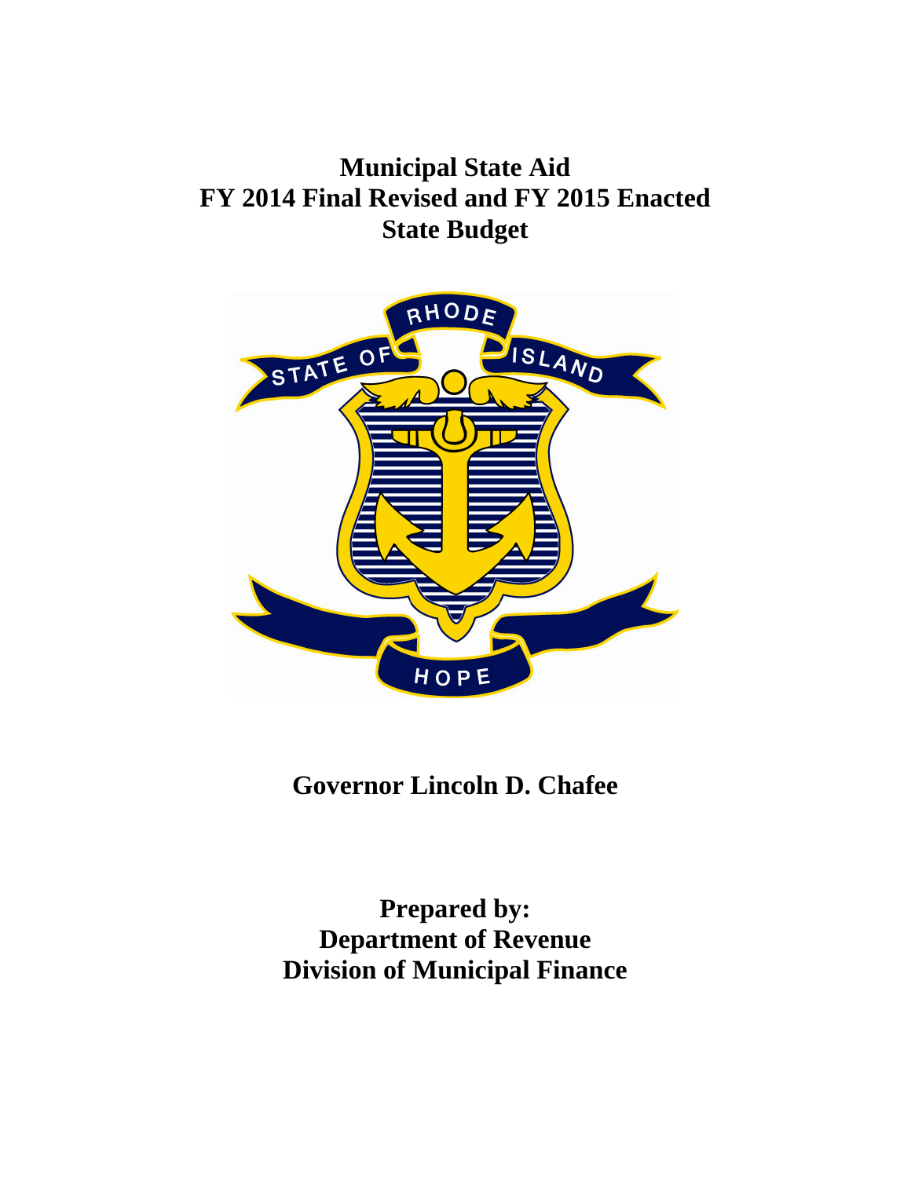# Municipal State Aid
# FY 2014 Final Revised and FY 2015 Enacted
# State Budget

## Governor Lincoln D. Chafee

## Prepared by:
## Department of Revenue
## Division of Municipal Finance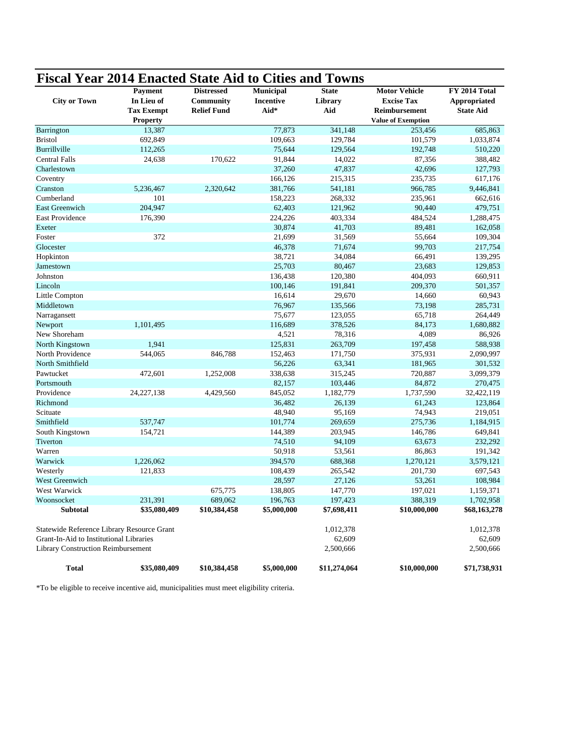# Fiscal Year 2014 Enacted State Aid to Cities and Towns

| City or Town | Payment In Lieu of Tax Exempt Property | Distressed Community Relief Fund | Municipal Incentive Aid* | State Library Aid | Motor Vehicle Excise Tax Reimbursement Value of Exemption | FY 2014 Total Appropriated State Aid |
|---|---|---|---|---|---|---|
| Barrington | 13,387 | | 77,873 | 341,148 | 253,456 | 685,863 |
| Bristol | 692,849 | | 109,663 | 129,784 | 101,579 | 1,033,874 |
| Burrillville | 112,265 | | 75,644 | 129,564 | 192,748 | 510,220 |
| Central Falls | 24,638 | 170,622 | 91,844 | 14,022 | 87,356 | 388,482 |
| Charlestown | | | 37,260 | 47,837 | 42,696 | 127,793 |
| Coventry | | | 166,126 | 215,315 | 235,735 | 617,176 |
| Cranston | 5,236,467 | 2,320,642 | 381,766 | 541,181 | 966,785 | 9,446,841 |
| Cumberland | 101 | | 158,223 | 268,332 | 235,961 | 662,616 |
| East Greenwich | 204,947 | | 62,403 | 121,962 | 90,440 | 479,751 |
| East Providence | 176,390 | | 224,226 | 403,334 | 484,524 | 1,288,475 |
| Exeter | | | 30,874 | 41,703 | 89,481 | 162,058 |
| Foster | 372 | | 21,699 | 31,569 | 55,664 | 109,304 |
| Glocester | | | 46,378 | 71,674 | 99,703 | 217,754 |
| Hopkinton | | | 38,721 | 34,084 | 66,491 | 139,295 |
| Jamestown | | | 25,703 | 80,467 | 23,683 | 129,853 |
| Johnston | | | 136,438 | 120,380 | 404,093 | 660,911 |
| Lincoln | | | 100,146 | 191,841 | 209,370 | 501,357 |
| Little Compton | | | 16,614 | 29,670 | 14,660 | 60,943 |
| Middletown | | | 76,967 | 135,566 | 73,198 | 285,731 |
| Narragansett | | | 75,677 | 123,055 | 65,718 | 264,449 |
| Newport | 1,101,495 | | 116,689 | 378,526 | 84,173 | 1,680,882 |
| New Shoreham | | | 4,521 | 78,316 | 4,089 | 86,926 |
| North Kingstown | 1,941 | | 125,831 | 263,709 | 197,458 | 588,938 |
| North Providence | 544,065 | 846,788 | 152,463 | 171,750 | 375,931 | 2,090,997 |
| North Smithfield | | | 56,226 | 63,341 | 181,965 | 301,532 |
| Pawtucket | 472,601 | 1,252,008 | 338,638 | 315,245 | 720,887 | 3,099,379 |
| Portsmouth | | | 82,157 | 103,446 | 84,872 | 270,475 |
| Providence | 24,227,138 | 4,429,560 | 845,052 | 1,182,779 | 1,737,590 | 32,422,119 |
| Richmond | | | 36,482 | 26,139 | 61,243 | 123,864 |
| Scituate | | | 48,940 | 95,169 | 74,943 | 219,051 |
| Smithfield | 537,747 | | 101,774 | 269,659 | 275,736 | 1,184,915 |
| South Kingstown | 154,721 | | 144,389 | 203,945 | 146,786 | 649,841 |
| Tiverton | | | 74,510 | 94,109 | 63,673 | 232,292 |
| Warren | | | 50,918 | 53,561 | 86,863 | 191,342 |
| Warwick | 1,226,062 | | 394,570 | 688,368 | 1,270,121 | 3,579,121 |
| Westerly | 121,833 | | 108,439 | 265,542 | 201,730 | 697,543 |
| West Greenwich | | | 28,597 | 27,126 | 53,261 | 108,984 |
| West Warwick | | 675,775 | 138,805 | 147,770 | 197,021 | 1,159,371 |
| Woonsocket | 231,391 | 689,062 | 196,763 | 197,423 | 388,319 | 1,702,958 |
| **Subtotal** | **$35,080,409** | **$10,384,458** | **$5,000,000** | **$7,698,411** | **$10,000,000** | **$68,163,278** |
| Statewide Reference Library Resource Grant | | | | 1,012,378 | | 1,012,378 |
| Grant-In-Aid to Institutional Libraries | | | | 62,609 | | 62,609 |
| Library Construction Reimbursement | | | | 2,500,666 | | 2,500,666 |
| **Total** | **$35,080,409** | **$10,384,458** | **$5,000,000** | **$11,274,064** | **$10,000,000** | **$71,738,931** |

*To be eligible to receive incentive aid, municipalities must meet eligibility criteria.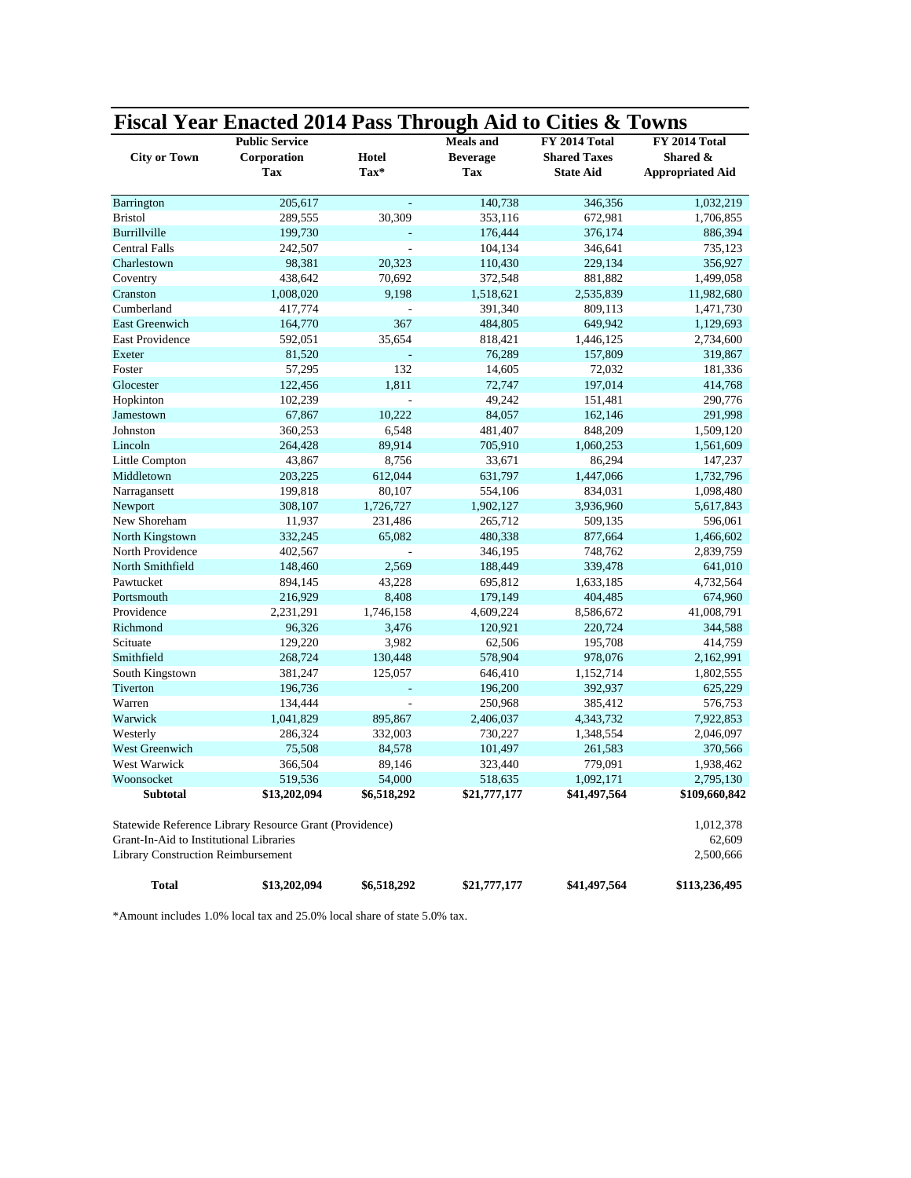# Fiscal Year Enacted 2014 Pass Through Aid to Cities & Towns

| City or Town | Public Service Corporation Tax | Hotel Tax* | Meals and Beverage Tax | FY 2014 Total Shared Taxes State Aid | FY 2014 Total Shared & Appropriated Aid |
|---|---|---|---|---|---|
| Barrington | 205,617 | - | 140,738 | 346,356 | 1,032,219 |
| Bristol | 289,555 | 30,309 | 353,116 | 672,981 | 1,706,855 |
| Burrillville | 199,730 | - | 176,444 | 376,174 | 886,394 |
| Central Falls | 242,507 | - | 104,134 | 346,641 | 735,123 |
| Charlestown | 98,381 | 20,323 | 110,430 | 229,134 | 356,927 |
| Coventry | 438,642 | 70,692 | 372,548 | 881,882 | 1,499,058 |
| Cranston | 1,008,020 | 9,198 | 1,518,621 | 2,535,839 | 11,982,680 |
| Cumberland | 417,774 | - | 391,340 | 809,113 | 1,471,730 |
| East Greenwich | 164,770 | 367 | 484,805 | 649,942 | 1,129,693 |
| East Providence | 592,051 | 35,654 | 818,421 | 1,446,125 | 2,734,600 |
| Exeter | 81,520 | - | 76,289 | 157,809 | 319,867 |
| Foster | 57,295 | 132 | 14,605 | 72,032 | 181,336 |
| Glocester | 122,456 | 1,811 | 72,747 | 197,014 | 414,768 |
| Hopkinton | 102,239 | - | 49,242 | 151,481 | 290,776 |
| Jamestown | 67,867 | 10,222 | 84,057 | 162,146 | 291,998 |
| Johnston | 360,253 | 6,548 | 481,407 | 848,209 | 1,509,120 |
| Lincoln | 264,428 | 89,914 | 705,910 | 1,060,253 | 1,561,609 |
| Little Compton | 43,867 | 8,756 | 33,671 | 86,294 | 147,237 |
| Middletown | 203,225 | 612,044 | 631,797 | 1,447,066 | 1,732,796 |
| Narragansett | 199,818 | 80,107 | 554,106 | 834,031 | 1,098,480 |
| Newport | 308,107 | 1,726,727 | 1,902,127 | 3,936,960 | 5,617,843 |
| New Shoreham | 11,937 | 231,486 | 265,712 | 509,135 | 596,061 |
| North Kingstown | 332,245 | 65,082 | 480,338 | 877,664 | 1,466,602 |
| North Providence | 402,567 | - | 346,195 | 748,762 | 2,839,759 |
| North Smithfield | 148,460 | 2,569 | 188,449 | 339,478 | 641,010 |
| Pawtucket | 894,145 | 43,228 | 695,812 | 1,633,185 | 4,732,564 |
| Portsmouth | 216,929 | 8,408 | 179,149 | 404,485 | 674,960 |
| Providence | 2,231,291 | 1,746,158 | 4,609,224 | 8,586,672 | 41,008,791 |
| Richmond | 96,326 | 3,476 | 120,921 | 220,724 | 344,588 |
| Scituate | 129,220 | 3,982 | 62,506 | 195,708 | 414,759 |
| Smithfield | 268,724 | 130,448 | 578,904 | 978,076 | 2,162,991 |
| South Kingstown | 381,247 | 125,057 | 646,410 | 1,152,714 | 1,802,555 |
| Tiverton | 196,736 | - | 196,200 | 392,937 | 625,229 |
| Warren | 134,444 | - | 250,968 | 385,412 | 576,753 |
| Warwick | 1,041,829 | 895,867 | 2,406,037 | 4,343,732 | 7,922,853 |
| Westerly | 286,324 | 332,003 | 730,227 | 1,348,554 | 2,046,097 |
| West Greenwich | 75,508 | 84,578 | 101,497 | 261,583 | 370,566 |
| West Warwick | 366,504 | 89,146 | 323,440 | 779,091 | 1,938,462 |
| Woonsocket | 519,536 | 54,000 | 518,635 | 1,092,171 | 2,795,130 |
| **Subtotal** | **$13,202,094** | **$6,518,292** | **$21,777,177** | **$41,497,564** | **$109,660,842** |
| Statewide Reference Library Resource Grant (Providence) | | | | | 1,012,378 |
| Grant-In-Aid to Institutional Libraries | | | | | 62,609 |
| Library Construction Reimbursement | | | | | 2,500,666 |
| **Total** | **$13,202,094** | **$6,518,292** | **$21,777,177** | **$41,497,564** | **$113,236,495** |

*Amount includes 1.0% local tax and 25.0% local share of state 5.0% tax.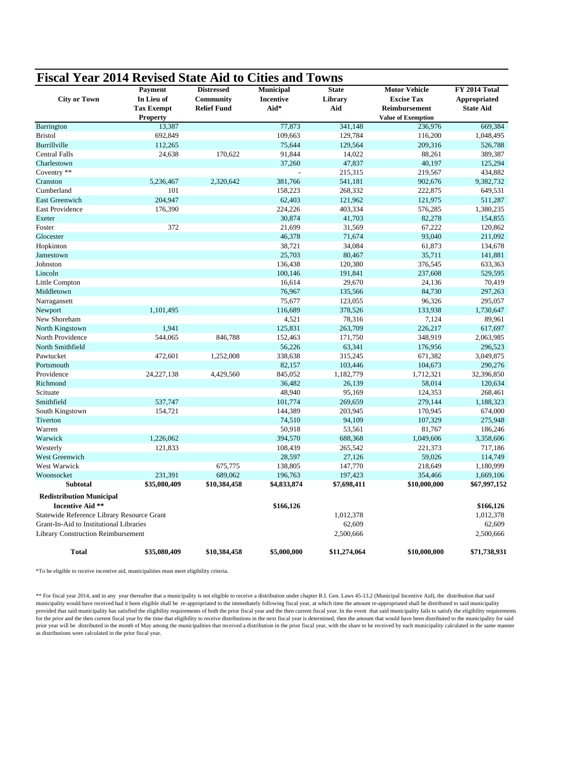# Fiscal Year 2014 Revised State Aid to Cities and Towns

| City or Town | Payment In Lieu of Tax Exempt Property | Distressed Community Relief Fund | Municipal Incentive Aid* | State Library Aid | Motor Vehicle Excise Tax Reimbursement Value of Exemption | FY 2014 Total Appropriated State Aid |
|---|---|---|---|---|---|---|
| Barrington | 13,387 | | 77,873 | 341,148 | 236,976 | 669,384 |
| Bristol | 692,849 | | 109,663 | 129,784 | 116,200 | 1,048,495 |
| Burrillville | 112,265 | | 75,644 | 129,564 | 209,316 | 526,788 |
| Central Falls | 24,638 | 170,622 | 91,844 | 14,022 | 88,261 | 389,387 |
| Charlestown | | | 37,260 | 47,837 | 40,197 | 125,294 |
| Coventry ** | | | - | 215,315 | 219,567 | 434,882 |
| Cranston | 5,236,467 | 2,320,642 | 381,766 | 541,181 | 902,676 | 9,382,732 |
| Cumberland | 101 | | 158,223 | 268,332 | 222,875 | 649,531 |
| East Greenwich | 204,947 | | 62,403 | 121,962 | 121,975 | 511,287 |
| East Providence | 176,390 | | 224,226 | 403,334 | 576,285 | 1,380,235 |
| Exeter | | | 30,874 | 41,703 | 82,278 | 154,855 |
| Foster | 372 | | 21,699 | 31,569 | 67,222 | 120,862 |
| Glocester | | | 46,378 | 71,674 | 93,040 | 211,092 |
| Hopkinton | | | 38,721 | 34,084 | 61,873 | 134,678 |
| Jamestown | | | 25,703 | 80,467 | 35,711 | 141,881 |
| Johnston | | | 136,438 | 120,380 | 376,545 | 633,363 |
| Lincoln | | | 100,146 | 191,841 | 237,608 | 529,595 |
| Little Compton | | | 16,614 | 29,670 | 24,136 | 70,419 |
| Middletown | | | 76,967 | 135,566 | 84,730 | 297,263 |
| Narragansett | | | 75,677 | 123,055 | 96,326 | 295,057 |
| Newport | 1,101,495 | | 116,689 | 378,526 | 133,938 | 1,730,647 |
| New Shoreham | | | 4,521 | 78,316 | 7,124 | 89,961 |
| North Kingstown | 1,941 | | 125,831 | 263,709 | 226,217 | 617,697 |
| North Providence | 544,065 | 846,788 | 152,463 | 171,750 | 348,919 | 2,063,985 |
| North Smithfield | | | 56,226 | 63,341 | 176,956 | 296,523 |
| Pawtucket | 472,601 | 1,252,008 | 338,638 | 315,245 | 671,382 | 3,049,875 |
| Portsmouth | | | 82,157 | 103,446 | 104,673 | 290,276 |
| Providence | 24,227,138 | 4,429,560 | 845,052 | 1,182,779 | 1,712,321 | 32,396,850 |
| Richmond | | | 36,482 | 26,139 | 58,014 | 120,634 |
| Scituate | | | 48,940 | 95,169 | 124,353 | 268,461 |
| Smithfield | 537,747 | | 101,774 | 269,659 | 279,144 | 1,188,323 |
| South Kingstown | 154,721 | | 144,389 | 203,945 | 170,945 | 674,000 |
| Tiverton | | | 74,510 | 94,109 | 107,329 | 275,948 |
| Warren | | | 50,918 | 53,561 | 81,767 | 186,246 |
| Warwick | 1,226,062 | | 394,570 | 688,368 | 1,049,606 | 3,358,606 |
| Westerly | 121,833 | | 108,439 | 265,542 | 221,373 | 717,186 |
| West Greenwich | | | 28,597 | 27,126 | 59,026 | 114,749 |
| West Warwick | | 675,775 | 138,805 | 147,770 | 218,649 | 1,180,999 |
| Woonsocket | 231,391 | 689,062 | 196,763 | 197,423 | 354,466 | 1,669,106 |
| **Subtotal** | **$35,080,409** | **$10,384,458** | **$4,833,874** | **$7,698,411** | **$10,000,000** | **$67,997,152** |
| **Redistribution Municipal Incentive Aid \*\*** | | | **$166,126** | | | **$166,126** |
| Statewide Reference Library Resource Grant | | | | 1,012,378 | | 1,012,378 |
| Grant-In-Aid to Institutional Libraries | | | | 62,609 | | 62,609 |
| Library Construction Reimbursement | | | | 2,500,666 | | 2,500,666 |
| **Total** | **$35,080,409** | **$10,384,458** | **$5,000,000** | **$11,274,064** | **$10,000,000** | **$71,738,931** |

*To be eligible to receive incentive aid, municipalities must meet eligibility criteria.

** For fiscal year 2014, and in any year thereafter that a municipality is not eligible to receive a distribution under chapter R.I. Gen. Laws 45-13.2 (Municipal Incentive Aid), the distribution that said municipality would have received had it been eligible shall be re-appropriated to the immediately following fiscal year, at which time the amount re-appropriated shall be distributed to said municipality provided that said municipality has satisfied the eligibility requirements of both the prior fiscal year and the then current fiscal year. In the event that said municipality fails to satisfy the eligibility requirements for the prior and the then current fiscal year by the time that eligibility to receive distributions in the next fiscal year is determined, then the amount that would have been distributed to the municipality for said prior year will be distributed in the month of May among the municipalities that received a distribution in the prior fiscal year, with the share to be received by each municipality calculated in the same manner as distributions were calculated in the prior fiscal year.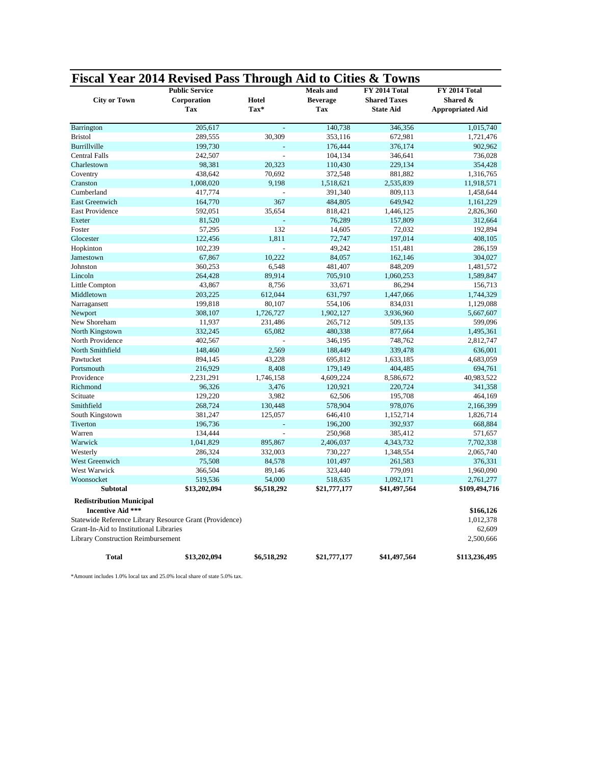# Fiscal Year 2014 Revised Pass Through Aid to Cities & Towns

| City or Town | Public Service Corporation Tax | Hotel Tax* | Meals and Beverage Tax | FY 2014 Total Shared Taxes State Aid | FY 2014 Total Shared & Appropriated Aid |
|---|---|---|---|---|---|
| Barrington | 205,617 | - | 140,738 | 346,356 | 1,015,740 |
| Bristol | 289,555 | 30,309 | 353,116 | 672,981 | 1,721,476 |
| Burrillville | 199,730 | - | 176,444 | 376,174 | 902,962 |
| Central Falls | 242,507 | - | 104,134 | 346,641 | 736,028 |
| Charlestown | 98,381 | 20,323 | 110,430 | 229,134 | 354,428 |
| Coventry | 438,642 | 70,692 | 372,548 | 881,882 | 1,316,765 |
| Cranston | 1,008,020 | 9,198 | 1,518,621 | 2,535,839 | 11,918,571 |
| Cumberland | 417,774 | - | 391,340 | 809,113 | 1,458,644 |
| East Greenwich | 164,770 | 367 | 484,805 | 649,942 | 1,161,229 |
| East Providence | 592,051 | 35,654 | 818,421 | 1,446,125 | 2,826,360 |
| Exeter | 81,520 | - | 76,289 | 157,809 | 312,664 |
| Foster | 57,295 | 132 | 14,605 | 72,032 | 192,894 |
| Glocester | 122,456 | 1,811 | 72,747 | 197,014 | 408,105 |
| Hopkinton | 102,239 | - | 49,242 | 151,481 | 286,159 |
| Jamestown | 67,867 | 10,222 | 84,057 | 162,146 | 304,027 |
| Johnston | 360,253 | 6,548 | 481,407 | 848,209 | 1,481,572 |
| Lincoln | 264,428 | 89,914 | 705,910 | 1,060,253 | 1,589,847 |
| Little Compton | 43,867 | 8,756 | 33,671 | 86,294 | 156,713 |
| Middletown | 203,225 | 612,044 | 631,797 | 1,447,066 | 1,744,329 |
| Narragansett | 199,818 | 80,107 | 554,106 | 834,031 | 1,129,088 |
| Newport | 308,107 | 1,726,727 | 1,902,127 | 3,936,960 | 5,667,607 |
| New Shoreham | 11,937 | 231,486 | 265,712 | 509,135 | 599,096 |
| North Kingstown | 332,245 | 65,082 | 480,338 | 877,664 | 1,495,361 |
| North Providence | 402,567 | - | 346,195 | 748,762 | 2,812,747 |
| North Smithfield | 148,460 | 2,569 | 188,449 | 339,478 | 636,001 |
| Pawtucket | 894,145 | 43,228 | 695,812 | 1,633,185 | 4,683,059 |
| Portsmouth | 216,929 | 8,408 | 179,149 | 404,485 | 694,761 |
| Providence | 2,231,291 | 1,746,158 | 4,609,224 | 8,586,672 | 40,983,522 |
| Richmond | 96,326 | 3,476 | 120,921 | 220,724 | 341,358 |
| Scituate | 129,220 | 3,982 | 62,506 | 195,708 | 464,169 |
| Smithfield | 268,724 | 130,448 | 578,904 | 978,076 | 2,166,399 |
| South Kingstown | 381,247 | 125,057 | 646,410 | 1,152,714 | 1,826,714 |
| Tiverton | 196,736 | - | 196,200 | 392,937 | 668,884 |
| Warren | 134,444 | - | 250,968 | 385,412 | 571,657 |
| Warwick | 1,041,829 | 895,867 | 2,406,037 | 4,343,732 | 7,702,338 |
| Westerly | 286,324 | 332,003 | 730,227 | 1,348,554 | 2,065,740 |
| West Greenwich | 75,508 | 84,578 | 101,497 | 261,583 | 376,331 |
| West Warwick | 366,504 | 89,146 | 323,440 | 779,091 | 1,960,090 |
| Woonsocket | 519,536 | 54,000 | 518,635 | 1,092,171 | 2,761,277 |
| **Subtotal** | **$13,202,094** | **$6,518,292** | **$21,777,177** | **$41,497,564** | **$109,494,716** |
| **Redistribution Municipal Incentive Aid \*\*\*** | | | | | **$166,126** |
| Statewide Reference Library Resource Grant (Providence) | | | | | 1,012,378 |
| Grant-In-Aid to Institutional Libraries | | | | | 62,609 |
| Library Construction Reimbursement | | | | | 2,500,666 |
| **Total** | **$13,202,094** | **$6,518,292** | **$21,777,177** | **$41,497,564** | **$113,236,495** |

*Amount includes 1.0% local tax and 25.0% local share of state 5.0% tax.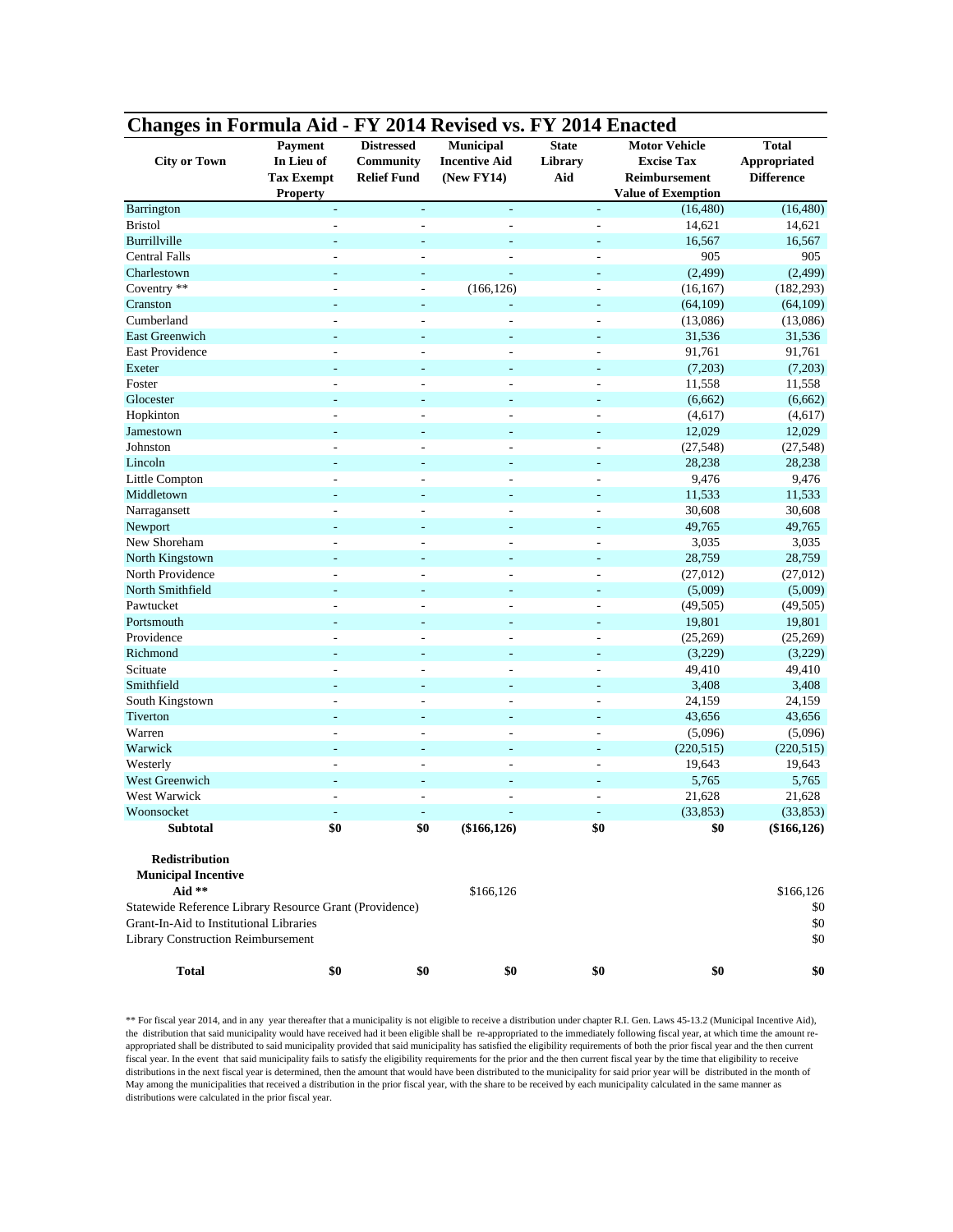## Changes in Formula Aid - FY 2014 Revised vs. FY 2014 Enacted

| City or Town | Payment In Lieu of Tax Exempt Property | Distressed Community Relief Fund | Municipal Incentive Aid (New FY14) | State Library Aid | Motor Vehicle Excise Tax Reimbursement Value of Exemption | Total Appropriated Difference |
|---|---|---|---|---|---|---|
| Barrington | - | - | - | - | (16,480) | (16,480) |
| Bristol | - | - | - | - | 14,621 | 14,621 |
| Burrillville | - | - | - | - | 16,567 | 16,567 |
| Central Falls | - | - | - | - | 905 | 905 |
| Charlestown | - | - | - | - | (2,499) | (2,499) |
| Coventry ** | - | - | (166,126) | - | (16,167) | (182,293) |
| Cranston | - | - | - | - | (64,109) | (64,109) |
| Cumberland | - | - | - | - | (13,086) | (13,086) |
| East Greenwich | - | - | - | - | 31,536 | 31,536 |
| East Providence | - | - | - | - | 91,761 | 91,761 |
| Exeter | - | - | - | - | (7,203) | (7,203) |
| Foster | - | - | - | - | 11,558 | 11,558 |
| Glocester | - | - | - | - | (6,662) | (6,662) |
| Hopkinton | - | - | - | - | (4,617) | (4,617) |
| Jamestown | - | - | - | - | 12,029 | 12,029 |
| Johnston | - | - | - | - | (27,548) | (27,548) |
| Lincoln | - | - | - | - | 28,238 | 28,238 |
| Little Compton | - | - | - | - | 9,476 | 9,476 |
| Middletown | - | - | - | - | 11,533 | 11,533 |
| Narragansett | - | - | - | - | 30,608 | 30,608 |
| Newport | - | - | - | - | 49,765 | 49,765 |
| New Shoreham | - | - | - | - | 3,035 | 3,035 |
| North Kingstown | - | - | - | - | 28,759 | 28,759 |
| North Providence | - | - | - | - | (27,012) | (27,012) |
| North Smithfield | - | - | - | - | (5,009) | (5,009) |
| Pawtucket | - | - | - | - | (49,505) | (49,505) |
| Portsmouth | - | - | - | - | 19,801 | 19,801 |
| Providence | - | - | - | - | (25,269) | (25,269) |
| Richmond | - | - | - | - | (3,229) | (3,229) |
| Scituate | - | - | - | - | 49,410 | 49,410 |
| Smithfield | - | - | - | - | 3,408 | 3,408 |
| South Kingstown | - | - | - | - | 24,159 | 24,159 |
| Tiverton | - | - | - | - | 43,656 | 43,656 |
| Warren | - | - | - | - | (5,096) | (5,096) |
| Warwick | - | - | - | - | (220,515) | (220,515) |
| Westerly | - | - | - | - | 19,643 | 19,643 |
| West Greenwich | - | - | - | - | 5,765 | 5,765 |
| West Warwick | - | - | - | - | 21,628 | 21,628 |
| Woonsocket | - | - | - | - | (33,853) | (33,853) |
| **Subtotal** | **$0** | **$0** | **($166,126)** | **$0** | **$0** | **($166,126)** |
| **Redistribution Municipal Incentive Aid \*\*** | | | $166,126 | | | $166,126 |
| Statewide Reference Library Resource Grant (Providence) | | | | | | $0 |
| Grant-In-Aid to Institutional Libraries | | | | | | $0 |
| Library Construction Reimbursement | | | | | | $0 |
| **Total** | **$0** | **$0** | **$0** | **$0** | **$0** | **$0** |

** For fiscal year 2014, and in any year thereafter that a municipality is not eligible to receive a distribution under chapter R.I. Gen. Laws 45-13.2 (Municipal Incentive Aid), the distribution that said municipality would have received had it been eligible shall be re-appropriated to the immediately following fiscal year, at which time the amount re-appropriated shall be distributed to said municipality provided that said municipality has satisfied the eligibility requirements of both the prior fiscal year and the then current fiscal year. In the event that said municipality fails to satisfy the eligibility requirements for the prior and the then current fiscal year by the time that eligibility to receive distributions in the next fiscal year is determined, then the amount that would have been distributed to the municipality for said prior year will be distributed in the month of May among the municipalities that received a distribution in the prior fiscal year, with the share to be received by each municipality calculated in the same manner as distributions were calculated in the prior fiscal year.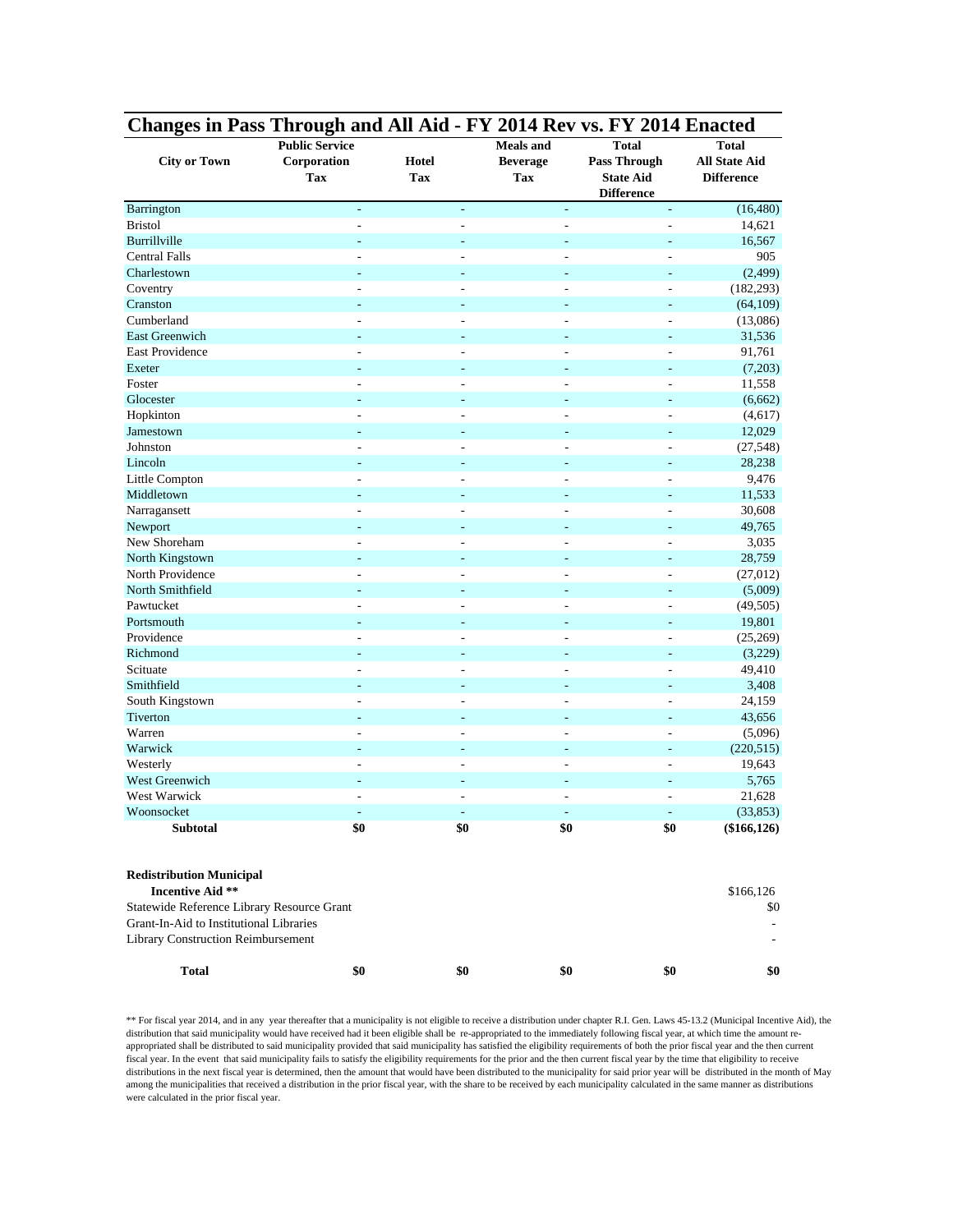# Changes in Pass Through and All Aid - FY 2014 Rev vs. FY 2014 Enacted

| City or Town | Public Service Corporation Tax | Hotel Tax | Meals and Beverage Tax | Total Pass Through State Aid Difference | Total All State Aid Difference |
|---|---|---|---|---|---|
| Barrington | - | - | - | - | (16,480) |
| Bristol | - | - | - | - | 14,621 |
| Burrillville | - | - | - | - | 16,567 |
| Central Falls | - | - | - | - | 905 |
| Charlestown | - | - | - | - | (2,499) |
| Coventry | - | - | - | - | (182,293) |
| Cranston | - | - | - | - | (64,109) |
| Cumberland | - | - | - | - | (13,086) |
| East Greenwich | - | - | - | - | 31,536 |
| East Providence | - | - | - | - | 91,761 |
| Exeter | - | - | - | - | (7,203) |
| Foster | - | - | - | - | 11,558 |
| Glocester | - | - | - | - | (6,662) |
| Hopkinton | - | - | - | - | (4,617) |
| Jamestown | - | - | - | - | 12,029 |
| Johnston | - | - | - | - | (27,548) |
| Lincoln | - | - | - | - | 28,238 |
| Little Compton | - | - | - | - | 9,476 |
| Middletown | - | - | - | - | 11,533 |
| Narragansett | - | - | - | - | 30,608 |
| Newport | - | - | - | - | 49,765 |
| New Shoreham | - | - | - | - | 3,035 |
| North Kingstown | - | - | - | - | 28,759 |
| North Providence | - | - | - | - | (27,012) |
| North Smithfield | - | - | - | - | (5,009) |
| Pawtucket | - | - | - | - | (49,505) |
| Portsmouth | - | - | - | - | 19,801 |
| Providence | - | - | - | - | (25,269) |
| Richmond | - | - | - | - | (3,229) |
| Scituate | - | - | - | - | 49,410 |
| Smithfield | - | - | - | - | 3,408 |
| South Kingstown | - | - | - | - | 24,159 |
| Tiverton | - | - | - | - | 43,656 |
| Warren | - | - | - | - | (5,096) |
| Warwick | - | - | - | - | (220,515) |
| Westerly | - | - | - | - | 19,643 |
| West Greenwich | - | - | - | - | 5,765 |
| West Warwick | - | - | - | - | 21,628 |
| Woonsocket | - | - | - | - | (33,853) |
| **Subtotal** | **$0** | **$0** | **$0** | **$0** | **($166,126)** |
| | | | | | |
| **Redistribution Municipal Incentive Aid \*\*** | | | | | $166,126 |
| Statewide Reference Library Resource Grant | | | | | $0 |
| Grant-In-Aid to Institutional Libraries | | | | | - |
| Library Construction Reimbursement | | | | | - |
| | | | | | |
| **Total** | **$0** | **$0** | **$0** | **$0** | **$0** |

** For fiscal year 2014, and in any year thereafter that a municipality is not eligible to receive a distribution under chapter R.I. Gen. Laws 45-13.2 (Municipal Incentive Aid), the distribution that said municipality would have received had it been eligible shall be re-appropriated to the immediately following fiscal year, at which time the amount re-appropriated shall be distributed to said municipality provided that said municipality has satisfied the eligibility requirements of both the prior fiscal year and the then current fiscal year. In the event that said municipality fails to satisfy the eligibility requirements for the prior and the then current fiscal year by the time that eligibility to receive distributions in the next fiscal year is determined, then the amount that would have been distributed to the municipality for said prior year will be distributed in the month of May among the municipalities that received a distribution in the prior fiscal year, with the share to be received by each municipality calculated in the same manner as distributions were calculated in the prior fiscal year.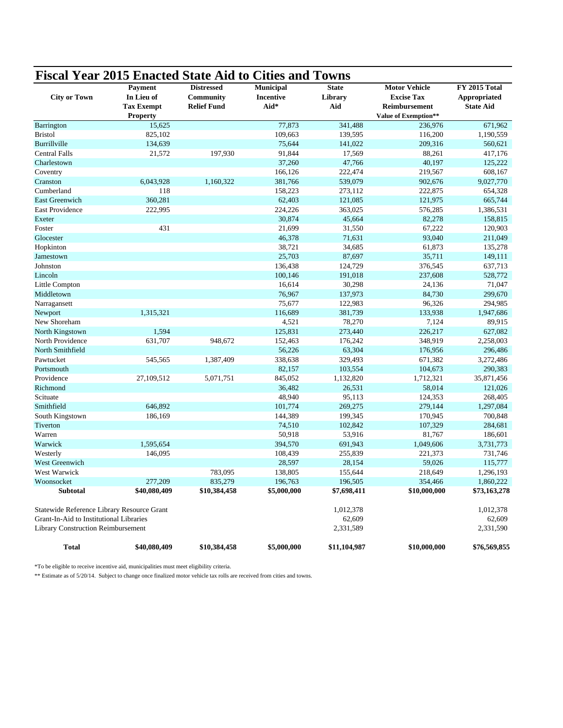# Fiscal Year 2015 Enacted State Aid to Cities and Towns

| City or Town | Payment In Lieu of Tax Exempt Property | Distressed Community Relief Fund | Municipal Incentive Aid* | State Library Aid | Motor Vehicle Excise Tax Reimbursement Value of Exemption** | FY 2015 Total Appropriated State Aid |
|---|---|---|---|---|---|---|
| Barrington | 15,625 | | 77,873 | 341,488 | 236,976 | 671,962 |
| Bristol | 825,102 | | 109,663 | 139,595 | 116,200 | 1,190,559 |
| Burrillville | 134,639 | | 75,644 | 141,022 | 209,316 | 560,621 |
| Central Falls | 21,572 | 197,930 | 91,844 | 17,569 | 88,261 | 417,176 |
| Charlestown | | | 37,260 | 47,766 | 40,197 | 125,222 |
| Coventry | | | 166,126 | 222,474 | 219,567 | 608,167 |
| Cranston | 6,043,928 | 1,160,322 | 381,766 | 539,079 | 902,676 | 9,027,770 |
| Cumberland | 118 | | 158,223 | 273,112 | 222,875 | 654,328 |
| East Greenwich | 360,281 | | 62,403 | 121,085 | 121,975 | 665,744 |
| East Providence | 222,995 | | 224,226 | 363,025 | 576,285 | 1,386,531 |
| Exeter | | | 30,874 | 45,664 | 82,278 | 158,815 |
| Foster | 431 | | 21,699 | 31,550 | 67,222 | 120,903 |
| Glocester | | | 46,378 | 71,631 | 93,040 | 211,049 |
| Hopkinton | | | 38,721 | 34,685 | 61,873 | 135,278 |
| Jamestown | | | 25,703 | 87,697 | 35,711 | 149,111 |
| Johnston | | | 136,438 | 124,729 | 376,545 | 637,713 |
| Lincoln | | | 100,146 | 191,018 | 237,608 | 528,772 |
| Little Compton | | | 16,614 | 30,298 | 24,136 | 71,047 |
| Middletown | | | 76,967 | 137,973 | 84,730 | 299,670 |
| Narragansett | | | 75,677 | 122,983 | 96,326 | 294,985 |
| Newport | 1,315,321 | | 116,689 | 381,739 | 133,938 | 1,947,686 |
| New Shoreham | | | 4,521 | 78,270 | 7,124 | 89,915 |
| North Kingstown | 1,594 | | 125,831 | 273,440 | 226,217 | 627,082 |
| North Providence | 631,707 | 948,672 | 152,463 | 176,242 | 348,919 | 2,258,003 |
| North Smithfield | | | 56,226 | 63,304 | 176,956 | 296,486 |
| Pawtucket | 545,565 | 1,387,409 | 338,638 | 329,493 | 671,382 | 3,272,486 |
| Portsmouth | | | 82,157 | 103,554 | 104,673 | 290,383 |
| Providence | 27,109,512 | 5,071,751 | 845,052 | 1,132,820 | 1,712,321 | 35,871,456 |
| Richmond | | | 36,482 | 26,531 | 58,014 | 121,026 |
| Scituate | | | 48,940 | 95,113 | 124,353 | 268,405 |
| Smithfield | 646,892 | | 101,774 | 269,275 | 279,144 | 1,297,084 |
| South Kingstown | 186,169 | | 144,389 | 199,345 | 170,945 | 700,848 |
| Tiverton | | | 74,510 | 102,842 | 107,329 | 284,681 |
| Warren | | | 50,918 | 53,916 | 81,767 | 186,601 |
| Warwick | 1,595,654 | | 394,570 | 691,943 | 1,049,606 | 3,731,773 |
| Westerly | 146,095 | | 108,439 | 255,839 | 221,373 | 731,746 |
| West Greenwich | | | 28,597 | 28,154 | 59,026 | 115,777 |
| West Warwick | | 783,095 | 138,805 | 155,644 | 218,649 | 1,296,193 |
| Woonsocket | 277,209 | 835,279 | 196,763 | 196,505 | 354,466 | 1,860,222 |
| **Subtotal** | **$40,080,409** | **$10,384,458** | **$5,000,000** | **$7,698,411** | **$10,000,000** | **$73,163,278** |
| Statewide Reference Library Resource Grant | | | | 1,012,378 | | 1,012,378 |
| Grant-In-Aid to Institutional Libraries | | | | 62,609 | | 62,609 |
| Library Construction Reimbursement | | | | 2,331,589 | | 2,331,590 |
| **Total** | **$40,080,409** | **$10,384,458** | **$5,000,000** | **$11,104,987** | **$10,000,000** | **$76,569,855** |

*To be eligible to receive incentive aid, municipalities must meet eligibility criteria.

** Estimate as of 5/20/14. Subject to change once finalized motor vehicle tax rolls are received from cities and towns.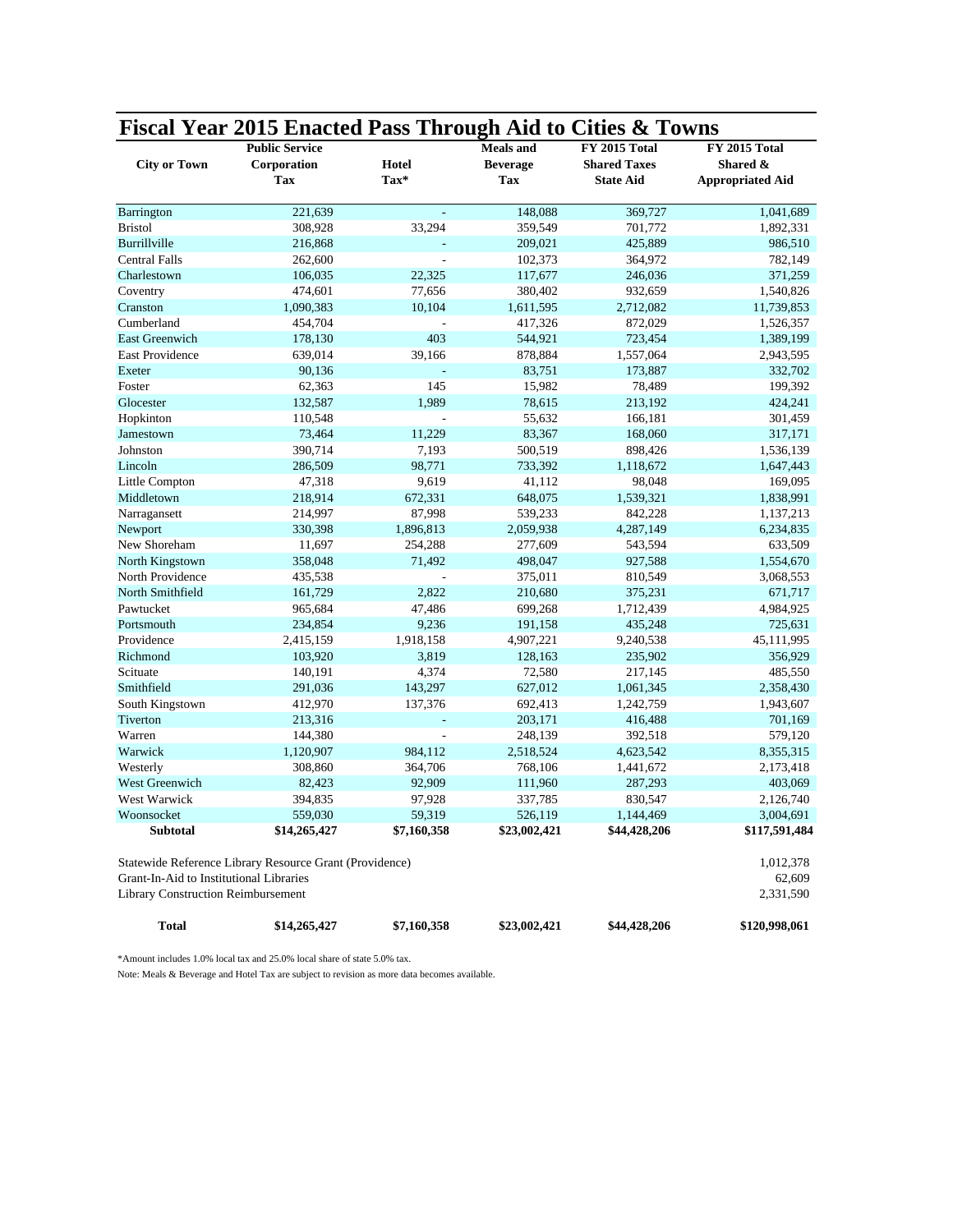# Fiscal Year 2015 Enacted Pass Through Aid to Cities & Towns

| City or Town | Public Service Corporation Tax | Hotel Tax* | Meals and Beverage Tax | FY 2015 Total Shared Taxes State Aid | FY 2015 Total Shared & Appropriated Aid |
|---|---|---|---|---|---|
| Barrington | 221,639 | - | 148,088 | 369,727 | 1,041,689 |
| Bristol | 308,928 | 33,294 | 359,549 | 701,772 | 1,892,331 |
| Burrillville | 216,868 | - | 209,021 | 425,889 | 986,510 |
| Central Falls | 262,600 | - | 102,373 | 364,972 | 782,149 |
| Charlestown | 106,035 | 22,325 | 117,677 | 246,036 | 371,259 |
| Coventry | 474,601 | 77,656 | 380,402 | 932,659 | 1,540,826 |
| Cranston | 1,090,383 | 10,104 | 1,611,595 | 2,712,082 | 11,739,853 |
| Cumberland | 454,704 | - | 417,326 | 872,029 | 1,526,357 |
| East Greenwich | 178,130 | 403 | 544,921 | 723,454 | 1,389,199 |
| East Providence | 639,014 | 39,166 | 878,884 | 1,557,064 | 2,943,595 |
| Exeter | 90,136 | - | 83,751 | 173,887 | 332,702 |
| Foster | 62,363 | 145 | 15,982 | 78,489 | 199,392 |
| Glocester | 132,587 | 1,989 | 78,615 | 213,192 | 424,241 |
| Hopkinton | 110,548 | - | 55,632 | 166,181 | 301,459 |
| Jamestown | 73,464 | 11,229 | 83,367 | 168,060 | 317,171 |
| Johnston | 390,714 | 7,193 | 500,519 | 898,426 | 1,536,139 |
| Lincoln | 286,509 | 98,771 | 733,392 | 1,118,672 | 1,647,443 |
| Little Compton | 47,318 | 9,619 | 41,112 | 98,048 | 169,095 |
| Middletown | 218,914 | 672,331 | 648,075 | 1,539,321 | 1,838,991 |
| Narragansett | 214,997 | 87,998 | 539,233 | 842,228 | 1,137,213 |
| Newport | 330,398 | 1,896,813 | 2,059,938 | 4,287,149 | 6,234,835 |
| New Shoreham | 11,697 | 254,288 | 277,609 | 543,594 | 633,509 |
| North Kingstown | 358,048 | 71,492 | 498,047 | 927,588 | 1,554,670 |
| North Providence | 435,538 | - | 375,011 | 810,549 | 3,068,553 |
| North Smithfield | 161,729 | 2,822 | 210,680 | 375,231 | 671,717 |
| Pawtucket | 965,684 | 47,486 | 699,268 | 1,712,439 | 4,984,925 |
| Portsmouth | 234,854 | 9,236 | 191,158 | 435,248 | 725,631 |
| Providence | 2,415,159 | 1,918,158 | 4,907,221 | 9,240,538 | 45,111,995 |
| Richmond | 103,920 | 3,819 | 128,163 | 235,902 | 356,929 |
| Scituate | 140,191 | 4,374 | 72,580 | 217,145 | 485,550 |
| Smithfield | 291,036 | 143,297 | 627,012 | 1,061,345 | 2,358,430 |
| South Kingstown | 412,970 | 137,376 | 692,413 | 1,242,759 | 1,943,607 |
| Tiverton | 213,316 | - | 203,171 | 416,488 | 701,169 |
| Warren | 144,380 | - | 248,139 | 392,518 | 579,120 |
| Warwick | 1,120,907 | 984,112 | 2,518,524 | 4,623,542 | 8,355,315 |
| Westerly | 308,860 | 364,706 | 768,106 | 1,441,672 | 2,173,418 |
| West Greenwich | 82,423 | 92,909 | 111,960 | 287,293 | 403,069 |
| West Warwick | 394,835 | 97,928 | 337,785 | 830,547 | 2,126,740 |
| Woonsocket | 559,030 | 59,319 | 526,119 | 1,144,469 | 3,004,691 |
| **Subtotal** | **$14,265,427** | **$7,160,358** | **$23,002,421** | **$44,428,206** | **$117,591,484** |
| Statewide Reference Library Resource Grant (Providence) | | | | | 1,012,378 |
| Grant-In-Aid to Institutional Libraries | | | | | 62,609 |
| Library Construction Reimbursement | | | | | 2,331,590 |
| **Total** | **$14,265,427** | **$7,160,358** | **$23,002,421** | **$44,428,206** | **$120,998,061** |

*Amount includes 1.0% local tax and 25.0% local share of state 5.0% tax.

Note: Meals & Beverage and Hotel Tax are subject to revision as more data becomes available.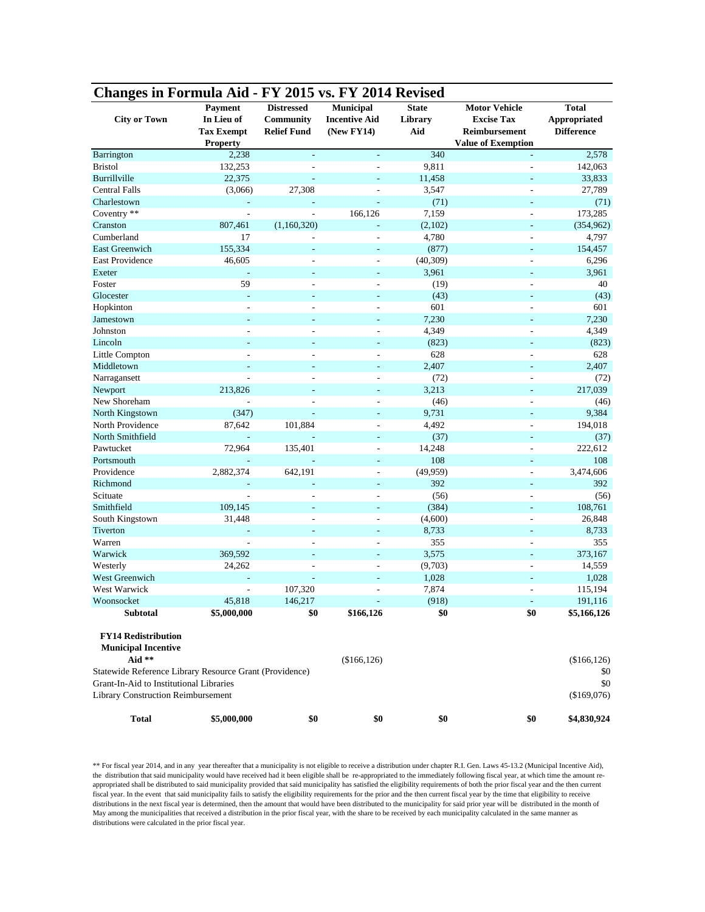## Changes in Formula Aid - FY 2015 vs. FY 2014 Revised

| City or Town | Payment In Lieu of Tax Exempt Property | Distressed Community Relief Fund | Municipal Incentive Aid (New FY14) | State Library Aid | Motor Vehicle Excise Tax Reimbursement Value of Exemption | Total Appropriated Difference |
|---|---|---|---|---|---|---|
| Barrington | 2,238 | - | - | 340 | - | 2,578 |
| Bristol | 132,253 | - | - | 9,811 | - | 142,063 |
| Burrillville | 22,375 | - | - | 11,458 | - | 33,833 |
| Central Falls | (3,066) | 27,308 | - | 3,547 | - | 27,789 |
| Charlestown | - | - | - | (71) | - | (71) |
| Coventry ** | - | - | 166,126 | 7,159 | - | 173,285 |
| Cranston | 807,461 | (1,160,320) | - | (2,102) | - | (354,962) |
| Cumberland | 17 | - | - | 4,780 | - | 4,797 |
| East Greenwich | 155,334 | - | - | (877) | - | 154,457 |
| East Providence | 46,605 | - | - | (40,309) | - | 6,296 |
| Exeter | - | - | - | 3,961 | - | 3,961 |
| Foster | 59 | - | - | (19) | - | 40 |
| Glocester | - | - | - | (43) | - | (43) |
| Hopkinton | - | - | - | 601 | - | 601 |
| Jamestown | - | - | - | 7,230 | - | 7,230 |
| Johnston | - | - | - | 4,349 | - | 4,349 |
| Lincoln | - | - | - | (823) | - | (823) |
| Little Compton | - | - | - | 628 | - | 628 |
| Middletown | - | - | - | 2,407 | - | 2,407 |
| Narragansett | - | - | - | (72) | - | (72) |
| Newport | 213,826 | - | - | 3,213 | - | 217,039 |
| New Shoreham | - | - | - | (46) | - | (46) |
| North Kingstown | (347) | - | - | 9,731 | - | 9,384 |
| North Providence | 87,642 | 101,884 | - | 4,492 | - | 194,018 |
| North Smithfield | - | - | - | (37) | - | (37) |
| Pawtucket | 72,964 | 135,401 | - | 14,248 | - | 222,612 |
| Portsmouth | - | - | - | 108 | - | 108 |
| Providence | 2,882,374 | 642,191 | - | (49,959) | - | 3,474,606 |
| Richmond | - | - | - | 392 | - | 392 |
| Scituate | - | - | - | (56) | - | (56) |
| Smithfield | 109,145 | - | - | (384) | - | 108,761 |
| South Kingstown | 31,448 | - | - | (4,600) | - | 26,848 |
| Tiverton | - | - | - | 8,733 | - | 8,733 |
| Warren | - | - | - | 355 | - | 355 |
| Warwick | 369,592 | - | - | 3,575 | - | 373,167 |
| Westerly | 24,262 | - | - | (9,703) | - | 14,559 |
| West Greenwich | - | - | - | 1,028 | - | 1,028 |
| West Warwick | - | 107,320 | - | 7,874 | - | 115,194 |
| Woonsocket | 45,818 | 146,217 | - | (918) | - | 191,116 |
| **Subtotal** | **$5,000,000** | **$0** | **$166,126** | **$0** | **$0** | **$5,166,126** |
| **FY14 Redistribution Municipal Incentive Aid ** ** | | | ($166,126) | | | ($166,126) |
| Statewide Reference Library Resource Grant (Providence) | | | | | | $0 |
| Grant-In-Aid to Institutional Libraries | | | | | | $0 |
| Library Construction Reimbursement | | | | | | ($169,076) |
| **Total** | **$5,000,000** | **$0** | **$0** | **$0** | **$0** | **$4,830,924** |

** For fiscal year 2014, and in any year thereafter that a municipality is not eligible to receive a distribution under chapter R.I. Gen. Laws 45-13.2 (Municipal Incentive Aid), the distribution that said municipality would have received had it been eligible shall be re-appropriated to the immediately following fiscal year, at which time the amount re-appropriated shall be distributed to said municipality provided that said municipality has satisfied the eligibility requirements of both the prior fiscal year and the then current fiscal year. In the event that said municipality fails to satisfy the eligibility requirements for the prior and the then current fiscal year by the time that eligibility to receive distributions in the next fiscal year is determined, then the amount that would have been distributed to the municipality for said prior year will be distributed in the month of May among the municipalities that received a distribution in the prior fiscal year, with the share to be received by each municipality calculated in the same manner as distributions were calculated in the prior fiscal year.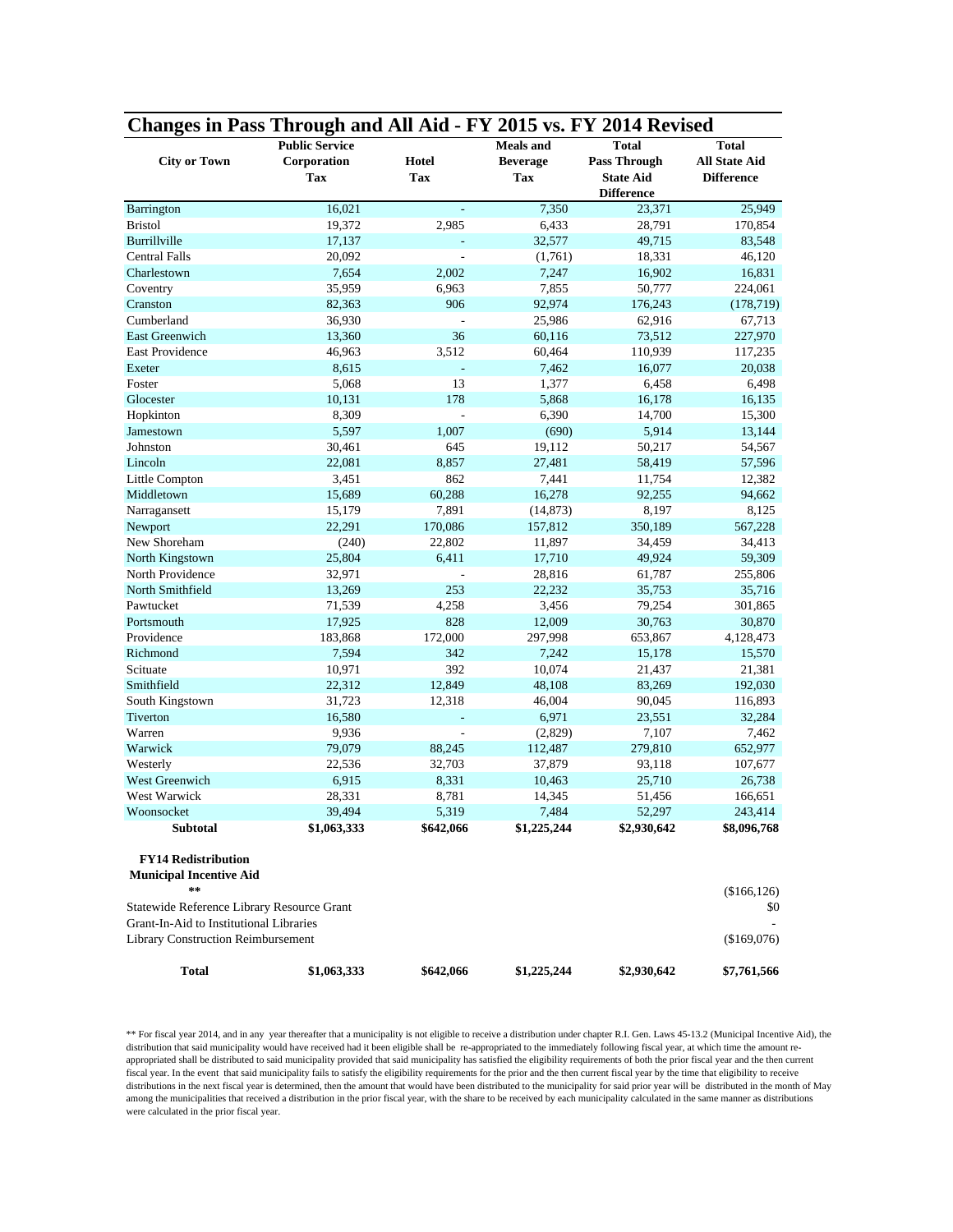## Changes in Pass Through and All Aid - FY 2015 vs. FY 2014 Revised

| City or Town | Public Service Corporation Tax | Hotel Tax | Meals and Beverage Tax | Total Pass Through State Aid Difference | Total All State Aid Difference |
|---|---|---|---|---|---|
| Barrington | 16,021 | - | 7,350 | 23,371 | 25,949 |
| Bristol | 19,372 | 2,985 | 6,433 | 28,791 | 170,854 |
| Burrillville | 17,137 | - | 32,577 | 49,715 | 83,548 |
| Central Falls | 20,092 | - | (1,761) | 18,331 | 46,120 |
| Charlestown | 7,654 | 2,002 | 7,247 | 16,902 | 16,831 |
| Coventry | 35,959 | 6,963 | 7,855 | 50,777 | 224,061 |
| Cranston | 82,363 | 906 | 92,974 | 176,243 | (178,719) |
| Cumberland | 36,930 | - | 25,986 | 62,916 | 67,713 |
| East Greenwich | 13,360 | 36 | 60,116 | 73,512 | 227,970 |
| East Providence | 46,963 | 3,512 | 60,464 | 110,939 | 117,235 |
| Exeter | 8,615 | - | 7,462 | 16,077 | 20,038 |
| Foster | 5,068 | 13 | 1,377 | 6,458 | 6,498 |
| Glocester | 10,131 | 178 | 5,868 | 16,178 | 16,135 |
| Hopkinton | 8,309 | - | 6,390 | 14,700 | 15,300 |
| Jamestown | 5,597 | 1,007 | (690) | 5,914 | 13,144 |
| Johnston | 30,461 | 645 | 19,112 | 50,217 | 54,567 |
| Lincoln | 22,081 | 8,857 | 27,481 | 58,419 | 57,596 |
| Little Compton | 3,451 | 862 | 7,441 | 11,754 | 12,382 |
| Middletown | 15,689 | 60,288 | 16,278 | 92,255 | 94,662 |
| Narragansett | 15,179 | 7,891 | (14,873) | 8,197 | 8,125 |
| Newport | 22,291 | 170,086 | 157,812 | 350,189 | 567,228 |
| New Shoreham | (240) | 22,802 | 11,897 | 34,459 | 34,413 |
| North Kingstown | 25,804 | 6,411 | 17,710 | 49,924 | 59,309 |
| North Providence | 32,971 | - | 28,816 | 61,787 | 255,806 |
| North Smithfield | 13,269 | 253 | 22,232 | 35,753 | 35,716 |
| Pawtucket | 71,539 | 4,258 | 3,456 | 79,254 | 301,865 |
| Portsmouth | 17,925 | 828 | 12,009 | 30,763 | 30,870 |
| Providence | 183,868 | 172,000 | 297,998 | 653,867 | 4,128,473 |
| Richmond | 7,594 | 342 | 7,242 | 15,178 | 15,570 |
| Scituate | 10,971 | 392 | 10,074 | 21,437 | 21,381 |
| Smithfield | 22,312 | 12,849 | 48,108 | 83,269 | 192,030 |
| South Kingstown | 31,723 | 12,318 | 46,004 | 90,045 | 116,893 |
| Tiverton | 16,580 | - | 6,971 | 23,551 | 32,284 |
| Warren | 9,936 | - | (2,829) | 7,107 | 7,462 |
| Warwick | 79,079 | 88,245 | 112,487 | 279,810 | 652,977 |
| Westerly | 22,536 | 32,703 | 37,879 | 93,118 | 107,677 |
| West Greenwich | 6,915 | 8,331 | 10,463 | 25,710 | 26,738 |
| West Warwick | 28,331 | 8,781 | 14,345 | 51,456 | 166,651 |
| Woonsocket | 39,494 | 5,319 | 7,484 | 52,297 | 243,414 |
| **Subtotal** | **$1,063,333** | **$642,066** | **$1,225,244** | **$2,930,642** | **$8,096,768** |
| **FY14 Redistribution Municipal Incentive Aid \*\*** | | | | | ($166,126) |
| Statewide Reference Library Resource Grant | | | | | $0 |
| Grant-In-Aid to Institutional Libraries | | | | | - |
| Library Construction Reimbursement | | | | | ($169,076) |
| **Total** | **$1,063,333** | **$642,066** | **$1,225,244** | **$2,930,642** | **$7,761,566** |

** For fiscal year 2014, and in any year thereafter that a municipality is not eligible to receive a distribution under chapter R.I. Gen. Laws 45-13.2 (Municipal Incentive Aid), the distribution that said municipality would have received had it been eligible shall be re-appropriated to the immediately following fiscal year, at which time the amount re-appropriated shall be distributed to said municipality provided that said municipality has satisfied the eligibility requirements of both the prior fiscal year and the then current fiscal year. In the event that said municipality fails to satisfy the eligibility requirements for the prior and the then current fiscal year by the time that eligibility to receive distributions in the next fiscal year is determined, then the amount that would have been distributed to the municipality for said prior year will be distributed in the month of May among the municipalities that received a distribution in the prior fiscal year, with the share to be received by each municipality calculated in the same manner as distributions were calculated in the prior fiscal year.